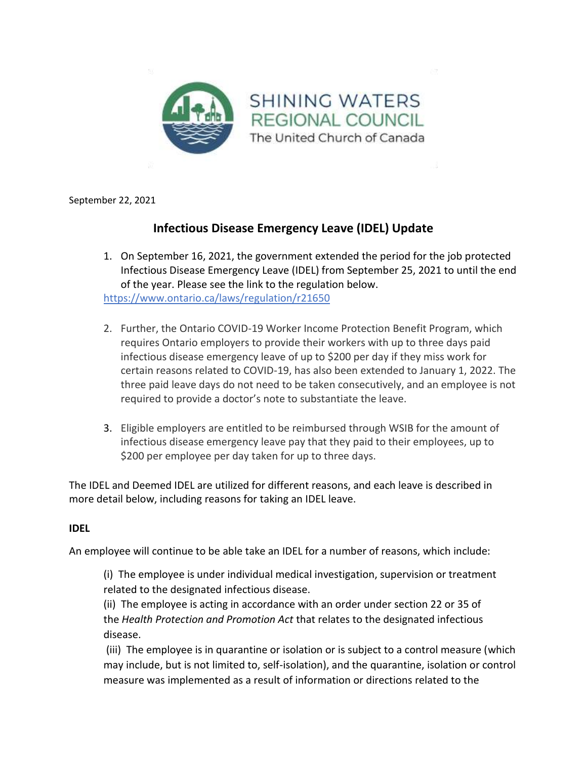SHINING WATERS REGIONAL COUNCIL
The United Church of Canada

September 22, 2021

## Infectious Disease Emergency Leave (IDEL) Update

1. On September 16, 2021, the government extended the period for the job protected Infectious Disease Emergency Leave (IDEL) from September 25, 2021 to until the end of the year. Please see the link to the regulation below.
https://www.ontario.ca/laws/regulation/r21650

2. Further, the Ontario COVID-19 Worker Income Protection Benefit Program, which requires Ontario employers to provide their workers with up to three days paid infectious disease emergency leave of up to $200 per day if they miss work for certain reasons related to COVID-19, has also been extended to January 1, 2022. The three paid leave days do not need to be taken consecutively, and an employee is not required to provide a doctor's note to substantiate the leave.

3. Eligible employers are entitled to be reimbursed through WSIB for the amount of infectious disease emergency leave pay that they paid to their employees, up to $200 per employee per day taken for up to three days.

The IDEL and Deemed IDEL are utilized for different reasons, and each leave is described in more detail below, including reasons for taking an IDEL leave.

**IDEL**

An employee will continue to be able take an IDEL for a number of reasons, which include:

(i) The employee is under individual medical investigation, supervision or treatment related to the designated infectious disease.
(ii) The employee is acting in accordance with an order under section 22 or 35 of the *Health Protection and Promotion Act* that relates to the designated infectious disease.
(iii) The employee is in quarantine or isolation or is subject to a control measure (which may include, but is not limited to, self-isolation), and the quarantine, isolation or control measure was implemented as a result of information or directions related to the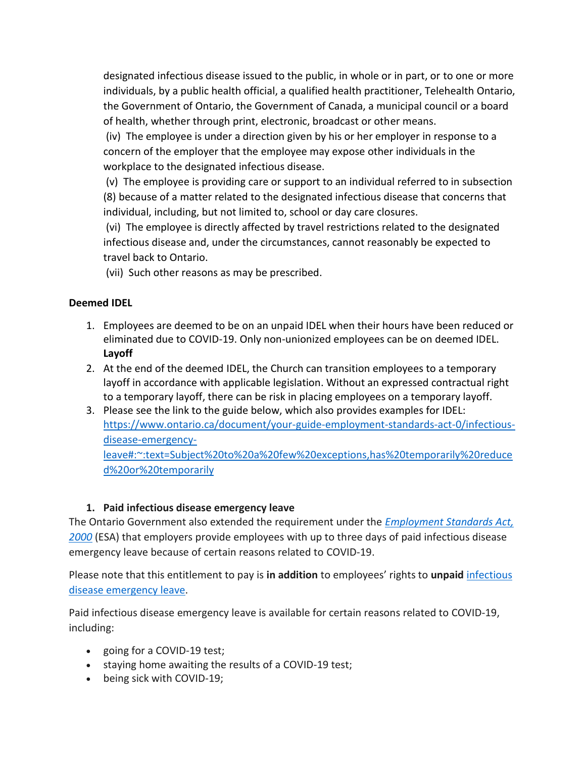designated infectious disease issued to the public, in whole or in part, or to one or more individuals, by a public health official, a qualified health practitioner, Telehealth Ontario, the Government of Ontario, the Government of Canada, a municipal council or a board of health, whether through print, electronic, broadcast or other means.

(iv) The employee is under a direction given by his or her employer in response to a concern of the employer that the employee may expose other individuals in the workplace to the designated infectious disease.

(v) The employee is providing care or support to an individual referred to in subsection (8) because of a matter related to the designated infectious disease that concerns that individual, including, but not limited to, school or day care closures.

(vi) The employee is directly affected by travel restrictions related to the designated infectious disease and, under the circumstances, cannot reasonably be expected to travel back to Ontario.

(vii) Such other reasons as may be prescribed.

**Deemed IDEL**

1. Employees are deemed to be on an unpaid IDEL when their hours have been reduced or eliminated due to COVID-19. Only non-unionized employees can be on deemed IDEL.
**Layoff**
2. At the end of the deemed IDEL, the Church can transition employees to a temporary layoff in accordance with applicable legislation. Without an expressed contractual right to a temporary layoff, there can be risk in placing employees on a temporary layoff.
3. Please see the link to the guide below, which also provides examples for IDEL: [https://www.ontario.ca/document/your-guide-employment-standards-act-0/infectious-disease-emergency-leave#:~:text=Subject%20to%20a%20few%20exceptions,has%20temporarily%20reduced%20or%20temporarily](https://www.ontario.ca/document/your-guide-employment-standards-act-0/infectious-disease-emergency-leave#:~:text=Subject%20to%20a%20few%20exceptions,has%20temporarily%20reduced%20or%20temporarily)

1. **Paid infectious disease emergency leave**

The Ontario Government also extended the requirement under the *Employment Standards Act, 2000* (ESA) that employers provide employees with up to three days of paid infectious disease emergency leave because of certain reasons related to COVID-19.

Please note that this entitlement to pay is **in addition** to employees' rights to **unpaid** infectious disease emergency leave.

Paid infectious disease emergency leave is available for certain reasons related to COVID-19, including:

- going for a COVID-19 test;
- staying home awaiting the results of a COVID-19 test;
- being sick with COVID-19;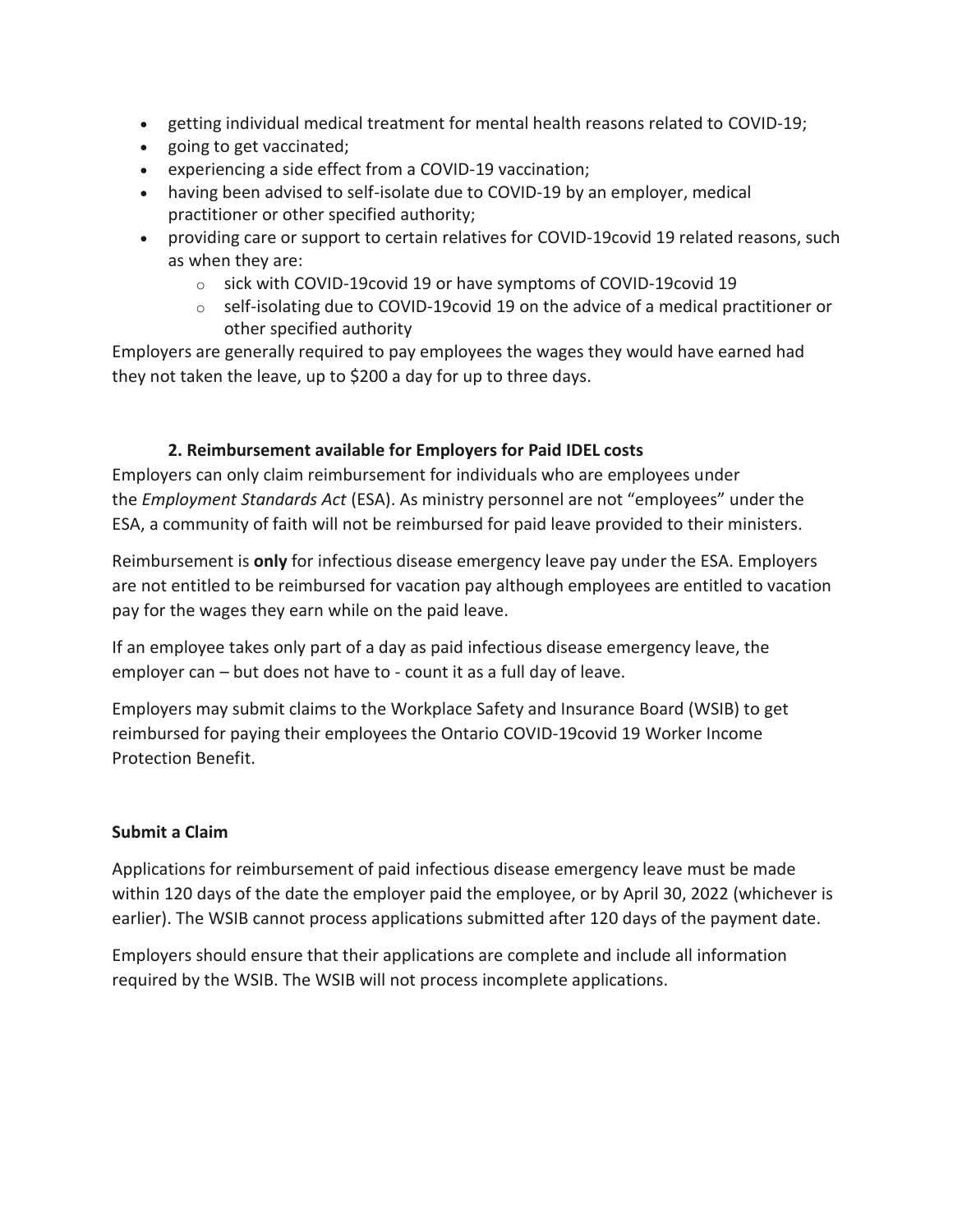- getting individual medical treatment for mental health reasons related to COVID-19;
- going to get vaccinated;
- experiencing a side effect from a COVID-19 vaccination;
- having been advised to self-isolate due to COVID-19 by an employer, medical practitioner or other specified authority;
- providing care or support to certain relatives for COVID-19covid 19 related reasons, such as when they are:
  - sick with COVID-19covid 19 or have symptoms of COVID-19covid 19
  - self-isolating due to COVID-19covid 19 on the advice of a medical practitioner or other specified authority

Employers are generally required to pay employees the wages they would have earned had they not taken the leave, up to $200 a day for up to three days.

### 2. Reimbursement available for Employers for Paid IDEL costs

Employers can only claim reimbursement for individuals who are employees under the *Employment Standards Act* (ESA). As ministry personnel are not "employees" under the ESA, a community of faith will not be reimbursed for paid leave provided to their ministers.

Reimbursement is **only** for infectious disease emergency leave pay under the ESA. Employers are not entitled to be reimbursed for vacation pay although employees are entitled to vacation pay for the wages they earn while on the paid leave.

If an employee takes only part of a day as paid infectious disease emergency leave, the employer can – but does not have to - count it as a full day of leave.

Employers may submit claims to the Workplace Safety and Insurance Board (WSIB) to get reimbursed for paying their employees the Ontario COVID-19covid 19 Worker Income Protection Benefit.

**Submit a Claim**

Applications for reimbursement of paid infectious disease emergency leave must be made within 120 days of the date the employer paid the employee, or by April 30, 2022 (whichever is earlier). The WSIB cannot process applications submitted after 120 days of the payment date.

Employers should ensure that their applications are complete and include all information required by the WSIB. The WSIB will not process incomplete applications.